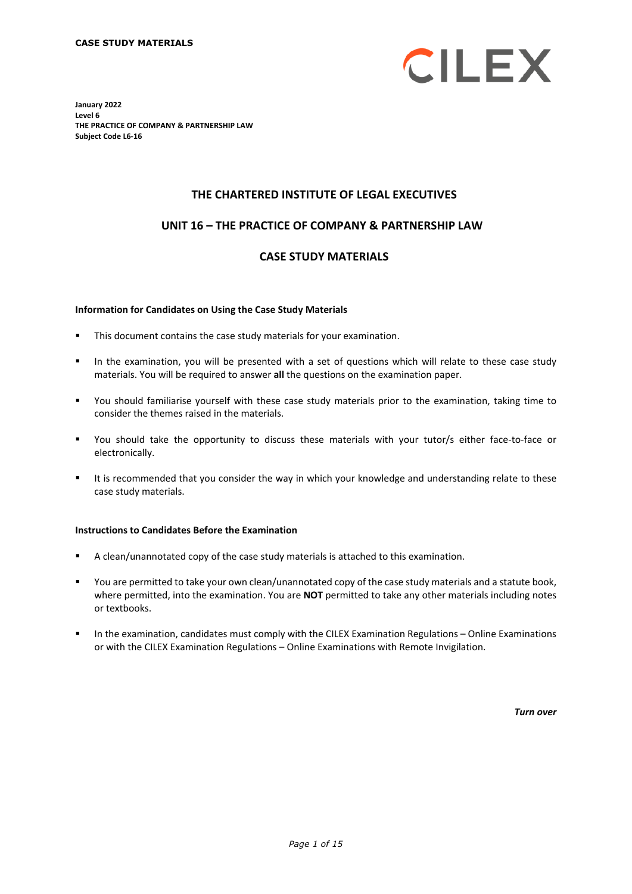**CASE STUDY MATERIALS**

CILEX

**January 2022**
**Level 6**
**THE PRACTICE OF COMPANY & PARTNERSHIP LAW**
**Subject Code L6-16**

## THE CHARTERED INSTITUTE OF LEGAL EXECUTIVES

## UNIT 16 – THE PRACTICE OF COMPANY & PARTNERSHIP LAW

## CASE STUDY MATERIALS

### Information for Candidates on Using the Case Study Materials

- This document contains the case study materials for your examination.
- In the examination, you will be presented with a set of questions which will relate to these case study materials. You will be required to answer **all** the questions on the examination paper.
- You should familiarise yourself with these case study materials prior to the examination, taking time to consider the themes raised in the materials.
- You should take the opportunity to discuss these materials with your tutor/s either face-to-face or electronically.
- It is recommended that you consider the way in which your knowledge and understanding relate to these case study materials.

### Instructions to Candidates Before the Examination

- A clean/unannotated copy of the case study materials is attached to this examination.
- You are permitted to take your own clean/unannotated copy of the case study materials and a statute book, where permitted, into the examination. You are **NOT** permitted to take any other materials including notes or textbooks.
- In the examination, candidates must comply with the CILEX Examination Regulations – Online Examinations or with the CILEX Examination Regulations – Online Examinations with Remote Invigilation.

***Turn over***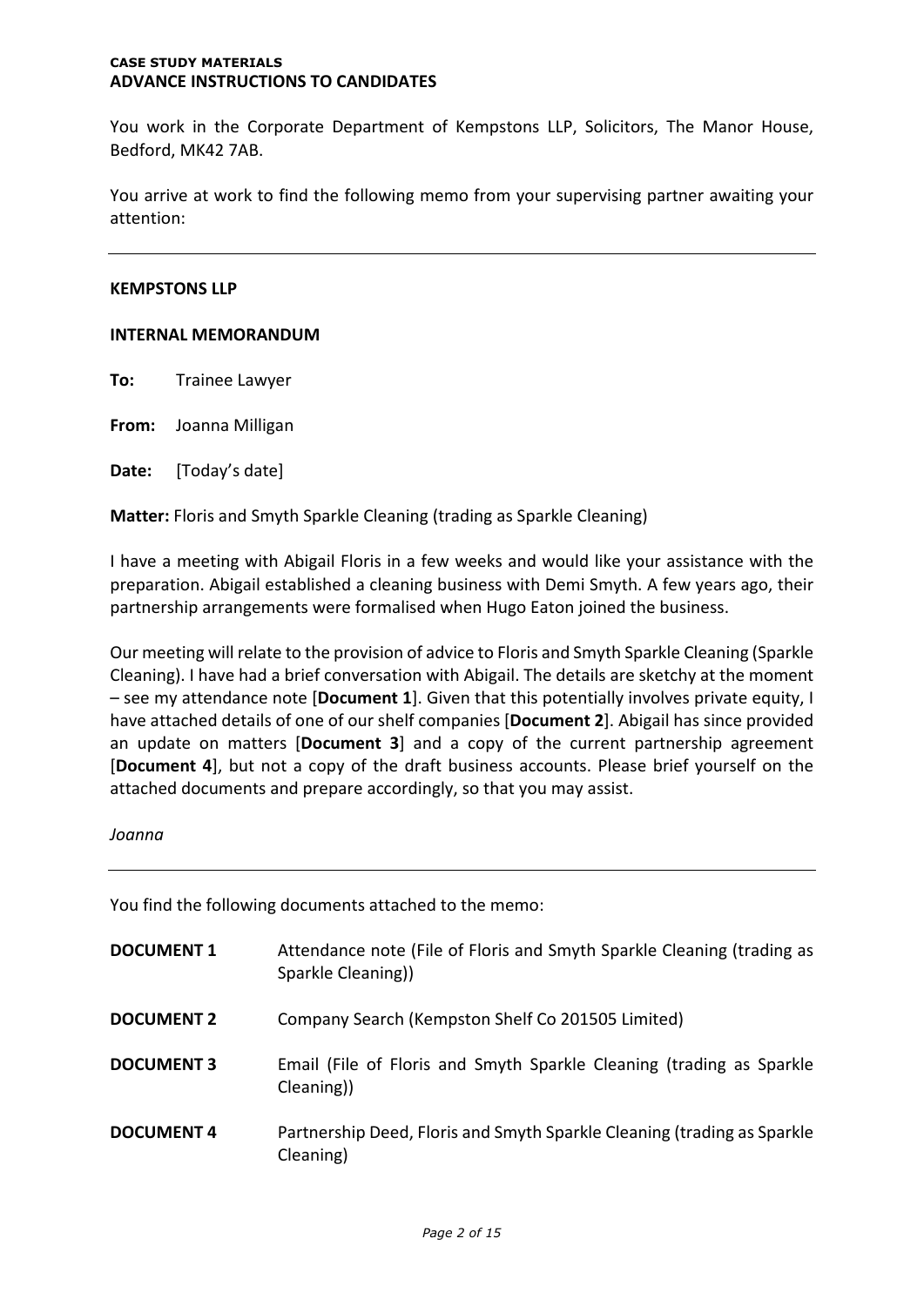**CASE STUDY MATERIALS**
**ADVANCE INSTRUCTIONS TO CANDIDATES**

You work in the Corporate Department of Kempstons LLP, Solicitors, The Manor House, Bedford, MK42 7AB.

You arrive at work to find the following memo from your supervising partner awaiting your attention:

---

**KEMPSTONS LLP**

**INTERNAL MEMORANDUM**

**To:** Trainee Lawyer

**From:** Joanna Milligan

**Date:** [Today's date]

**Matter:** Floris and Smyth Sparkle Cleaning (trading as Sparkle Cleaning)

I have a meeting with Abigail Floris in a few weeks and would like your assistance with the preparation. Abigail established a cleaning business with Demi Smyth. A few years ago, their partnership arrangements were formalised when Hugo Eaton joined the business.

Our meeting will relate to the provision of advice to Floris and Smyth Sparkle Cleaning (Sparkle Cleaning). I have had a brief conversation with Abigail. The details are sketchy at the moment – see my attendance note [**Document 1**]. Given that this potentially involves private equity, I have attached details of one of our shelf companies [**Document 2**]. Abigail has since provided an update on matters [**Document 3**] and a copy of the current partnership agreement [**Document 4**], but not a copy of the draft business accounts. Please brief yourself on the attached documents and prepare accordingly, so that you may assist.

*Joanna*

---

You find the following documents attached to the memo:

| | |
|---|---|
| **DOCUMENT 1** | Attendance note (File of Floris and Smyth Sparkle Cleaning (trading as Sparkle Cleaning)) |
| **DOCUMENT 2** | Company Search (Kempston Shelf Co 201505 Limited) |
| **DOCUMENT 3** | Email (File of Floris and Smyth Sparkle Cleaning (trading as Sparkle Cleaning)) |
| **DOCUMENT 4** | Partnership Deed, Floris and Smyth Sparkle Cleaning (trading as Sparkle Cleaning) |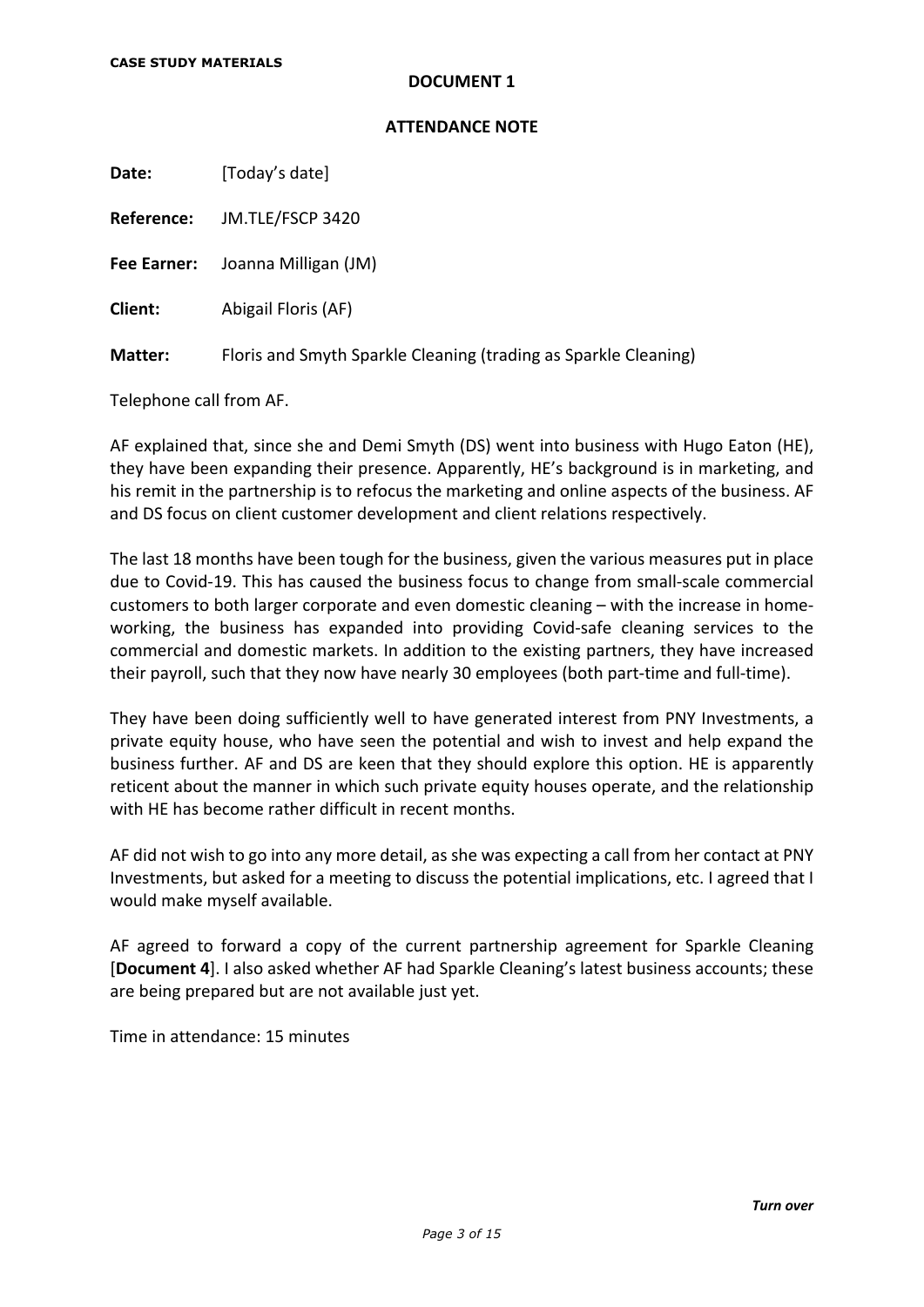**CASE STUDY MATERIALS**

## DOCUMENT 1

## ATTENDANCE NOTE

**Date:** [Today's date]

**Reference:** JM.TLE/FSCP 3420

**Fee Earner:** Joanna Milligan (JM)

**Client:** Abigail Floris (AF)

**Matter:** Floris and Smyth Sparkle Cleaning (trading as Sparkle Cleaning)

Telephone call from AF.

AF explained that, since she and Demi Smyth (DS) went into business with Hugo Eaton (HE), they have been expanding their presence. Apparently, HE's background is in marketing, and his remit in the partnership is to refocus the marketing and online aspects of the business. AF and DS focus on client customer development and client relations respectively.

The last 18 months have been tough for the business, given the various measures put in place due to Covid-19. This has caused the business focus to change from small-scale commercial customers to both larger corporate and even domestic cleaning – with the increase in home-working, the business has expanded into providing Covid-safe cleaning services to the commercial and domestic markets. In addition to the existing partners, they have increased their payroll, such that they now have nearly 30 employees (both part-time and full-time).

They have been doing sufficiently well to have generated interest from PNY Investments, a private equity house, who have seen the potential and wish to invest and help expand the business further. AF and DS are keen that they should explore this option. HE is apparently reticent about the manner in which such private equity houses operate, and the relationship with HE has become rather difficult in recent months.

AF did not wish to go into any more detail, as she was expecting a call from her contact at PNY Investments, but asked for a meeting to discuss the potential implications, etc. I agreed that I would make myself available.

AF agreed to forward a copy of the current partnership agreement for Sparkle Cleaning [**Document 4**]. I also asked whether AF had Sparkle Cleaning's latest business accounts; these are being prepared but are not available just yet.

Time in attendance: 15 minutes

*Turn over*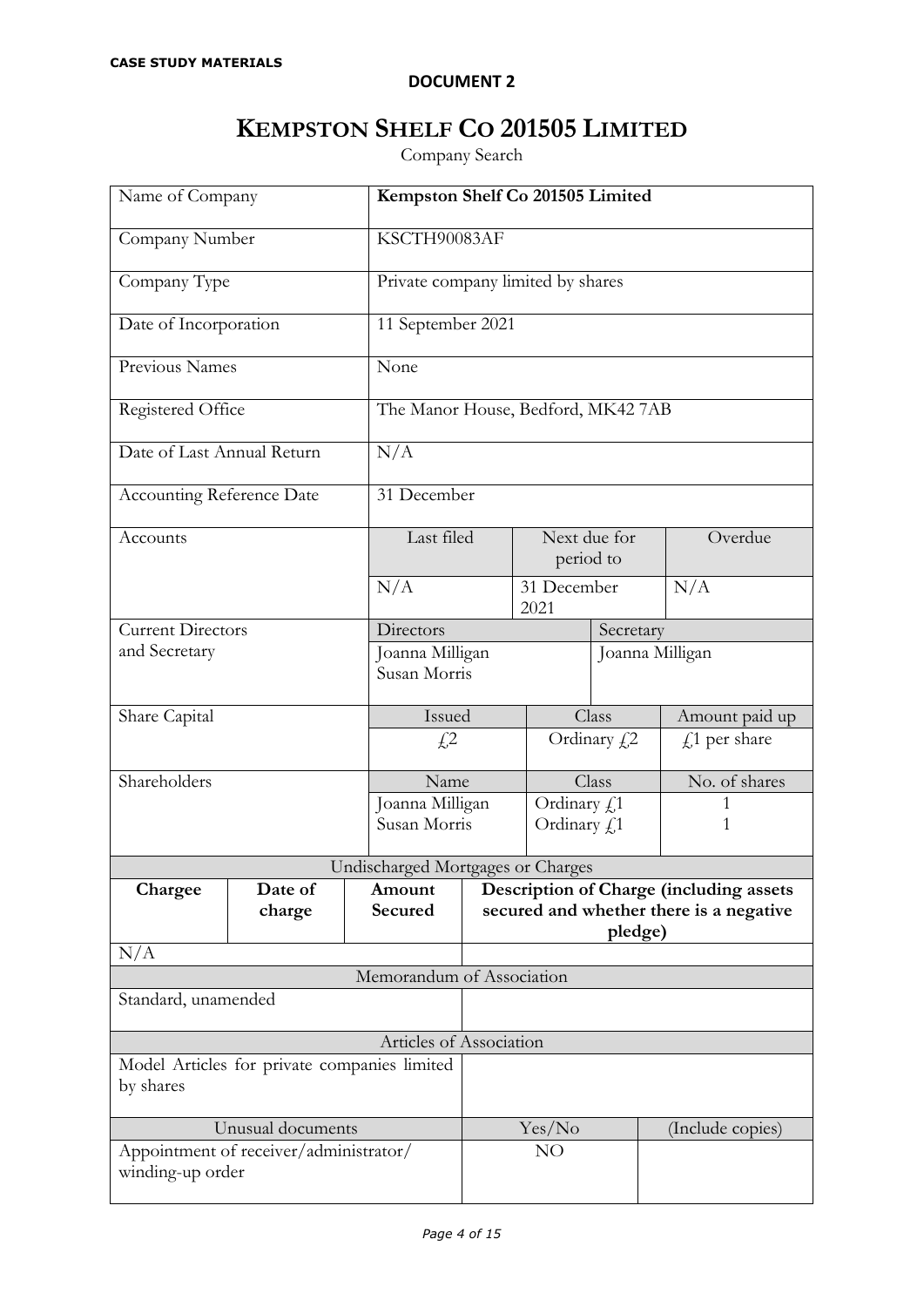**CASE STUDY MATERIALS**

**DOCUMENT 2**

# KEMPSTON SHELF CO 201505 LIMITED

Company Search

| Name of Company | **Kempston Shelf Co 201505 Limited** | | |
|---|---|---|---|
| Company Number | KSCTH90083AF | | |
| Company Type | Private company limited by shares | | |
| Date of Incorporation | 11 September 2021 | | |
| Previous Names | None | | |
| Registered Office | The Manor House, Bedford, MK42 7AB | | |
| Date of Last Annual Return | N/A | | |
| Accounting Reference Date | 31 December | | |
| Accounts | Last filed | Next due for period to | Overdue |
| | N/A | 31 December 2021 | N/A |
| Current Directors and Secretary | Directors | Secretary | |
| | Joanna Milligan<br>Susan Morris | Joanna Milligan | |
| Share Capital | Issued | Class | Amount paid up |
| | £2 | Ordinary £2 | £1 per share |
| Shareholders | Name | Class | No. of shares |
| | Joanna Milligan<br>Susan Morris | Ordinary £1<br>Ordinary £1 | 1<br>1 |

| Undischarged Mortgages or Charges | | | |
|---|---|---|---|
| **Chargee** | **Date of charge** | **Amount Secured** | **Description of Charge (including assets secured and whether there is a negative pledge)** |
| N/A | | | |

| Memorandum of Association | |
|---|---|
| Standard, unamended | |

| Articles of Association | |
|---|---|
| Model Articles for private companies limited by shares | |

| Unusual documents | Yes/No | (Include copies) |
|---|---|---|
| Appointment of receiver/administrator/ winding-up order | NO | |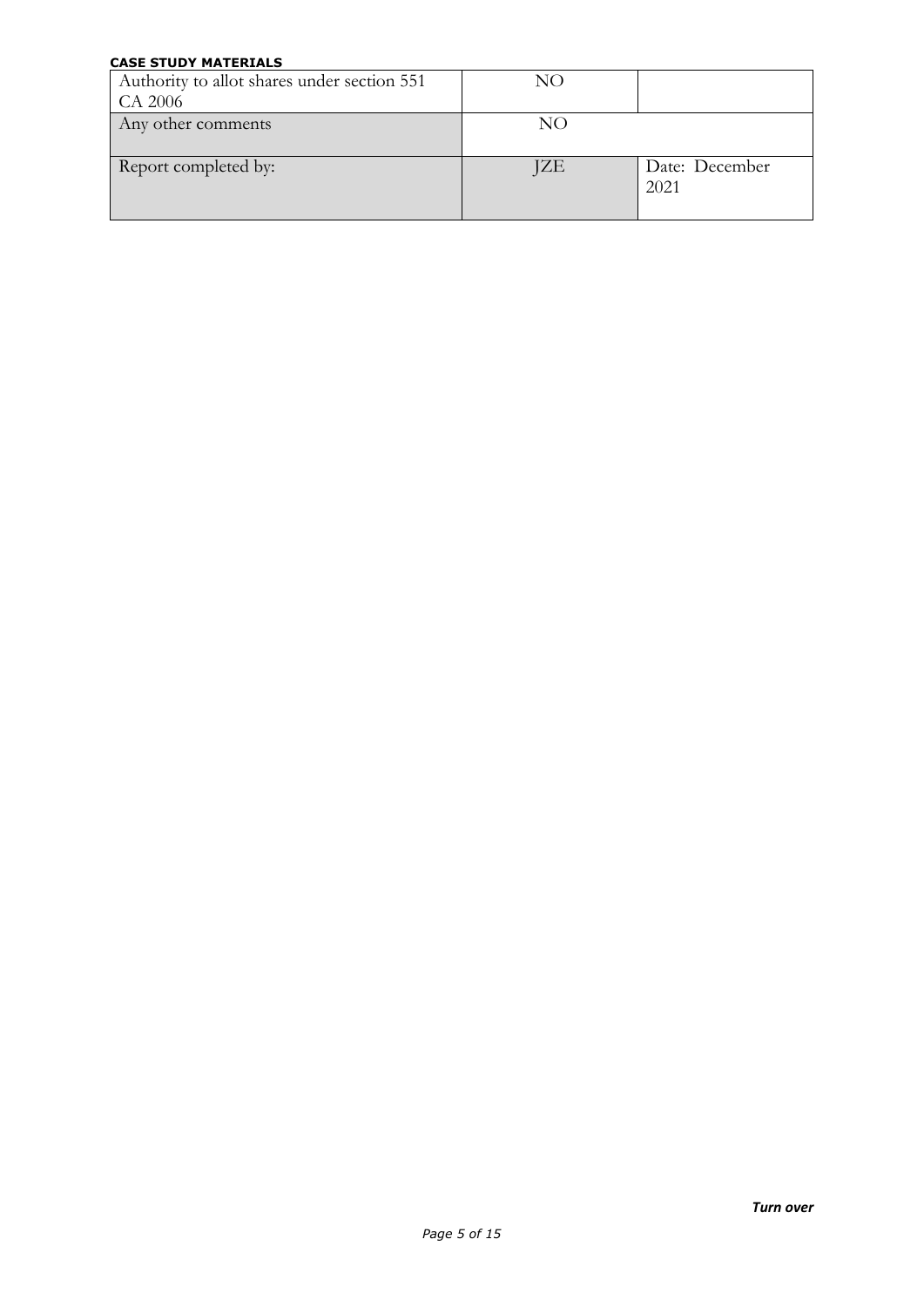**CASE STUDY MATERIALS**

| | | |
|---|---|---|
| Authority to allot shares under section 551 CA 2006 | NO | |
| Any other comments | NO | |
| Report completed by: | JZE | Date: December 2021 |

***Turn over***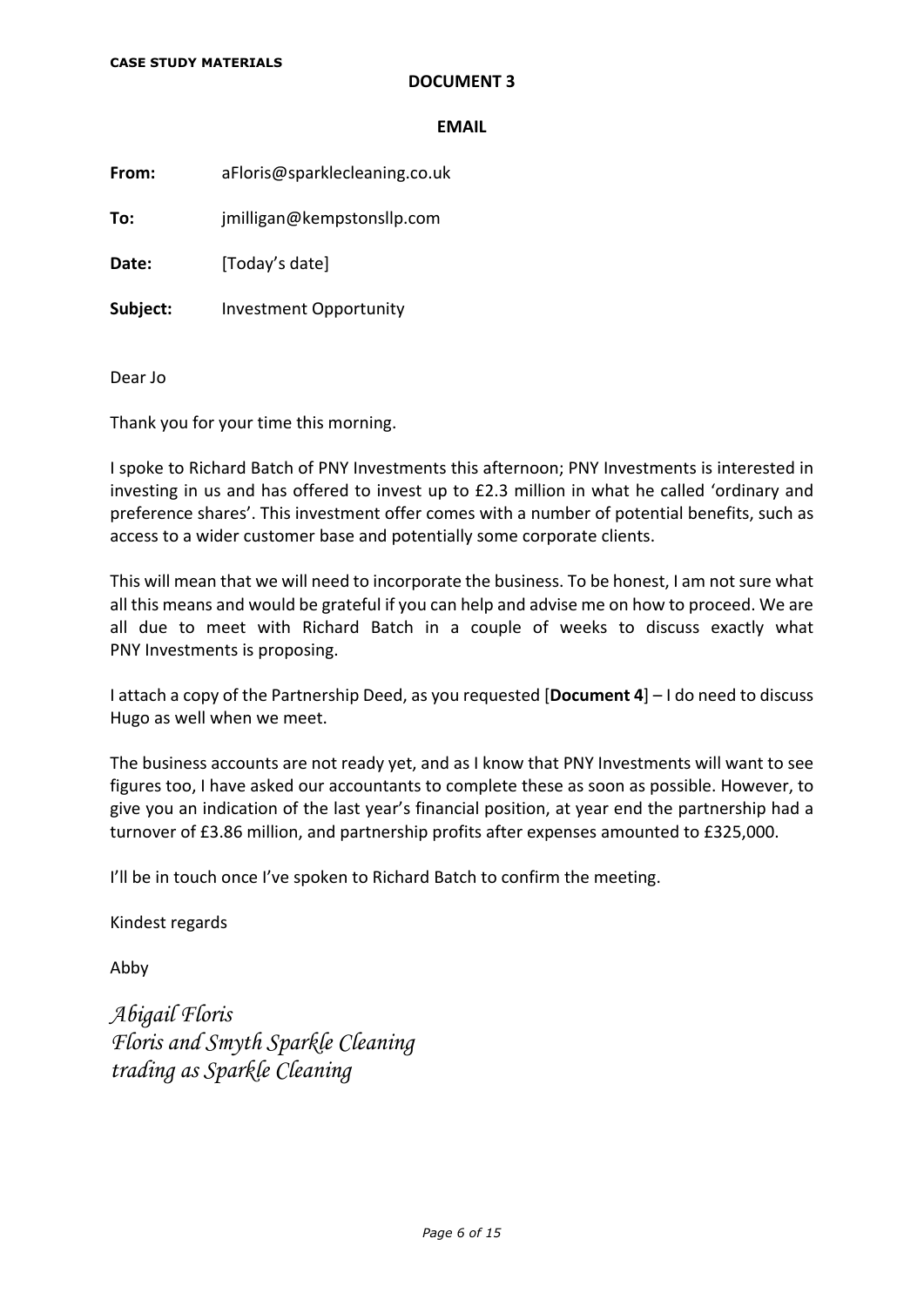# DOCUMENT 3

## EMAIL

**From:** aFloris@sparklecleaning.co.uk

**To:** jmilligan@kempstonsllp.com

**Date:** [Today's date]

**Subject:** Investment Opportunity

Dear Jo

Thank you for your time this morning.

I spoke to Richard Batch of PNY Investments this afternoon; PNY Investments is interested in investing in us and has offered to invest up to £2.3 million in what he called 'ordinary and preference shares'. This investment offer comes with a number of potential benefits, such as access to a wider customer base and potentially some corporate clients.

This will mean that we will need to incorporate the business. To be honest, I am not sure what all this means and would be grateful if you can help and advise me on how to proceed. We are all due to meet with Richard Batch in a couple of weeks to discuss exactly what PNY Investments is proposing.

I attach a copy of the Partnership Deed, as you requested [**Document 4**] – I do need to discuss Hugo as well when we meet.

The business accounts are not ready yet, and as I know that PNY Investments will want to see figures too, I have asked our accountants to complete these as soon as possible. However, to give you an indication of the last year's financial position, at year end the partnership had a turnover of £3.86 million, and partnership profits after expenses amounted to £325,000.

I'll be in touch once I've spoken to Richard Batch to confirm the meeting.

Kindest regards

Abby

*Abigail Floris*
*Floris and Smyth Sparkle Cleaning*
*trading as Sparkle Cleaning*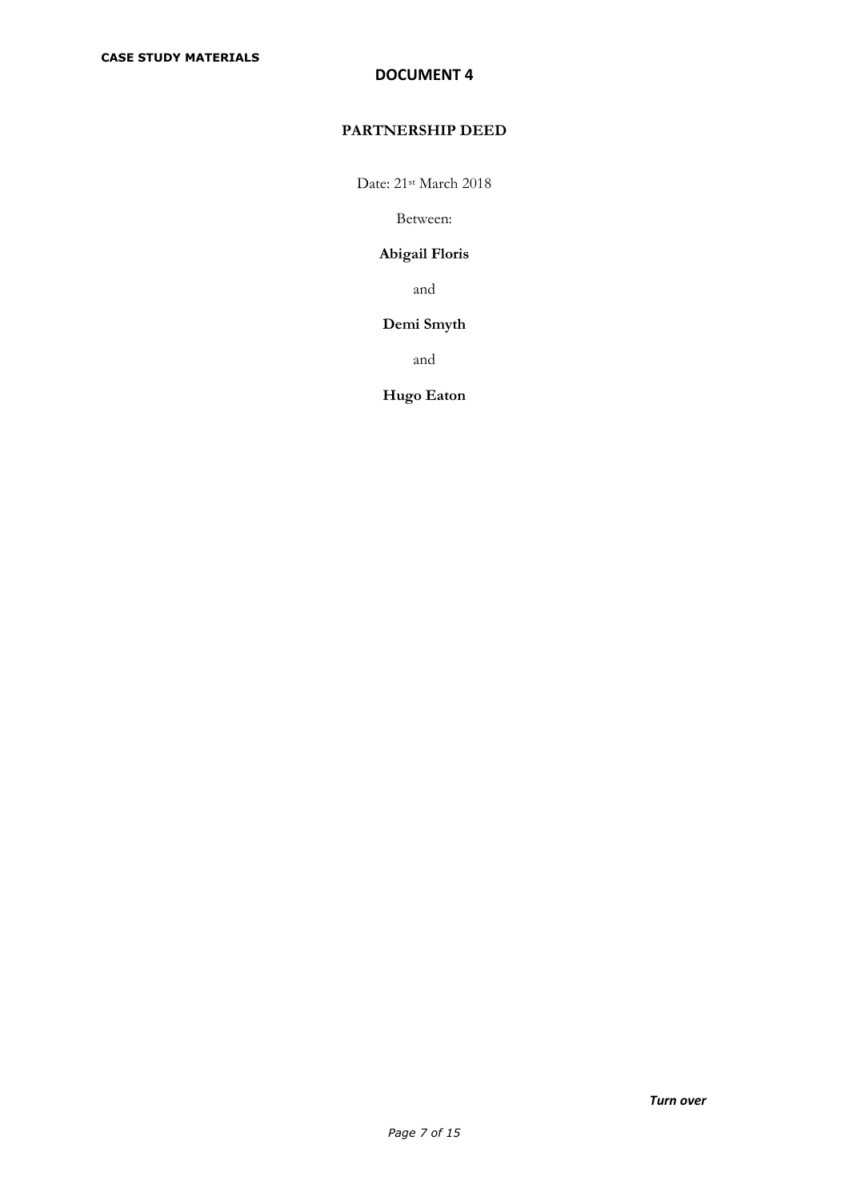**CASE STUDY MATERIALS**

## DOCUMENT 4

### PARTNERSHIP DEED

Date: 21st March 2018

Between:

**Abigail Floris**

and

**Demi Smyth**

and

**Hugo Eaton**

***Turn over***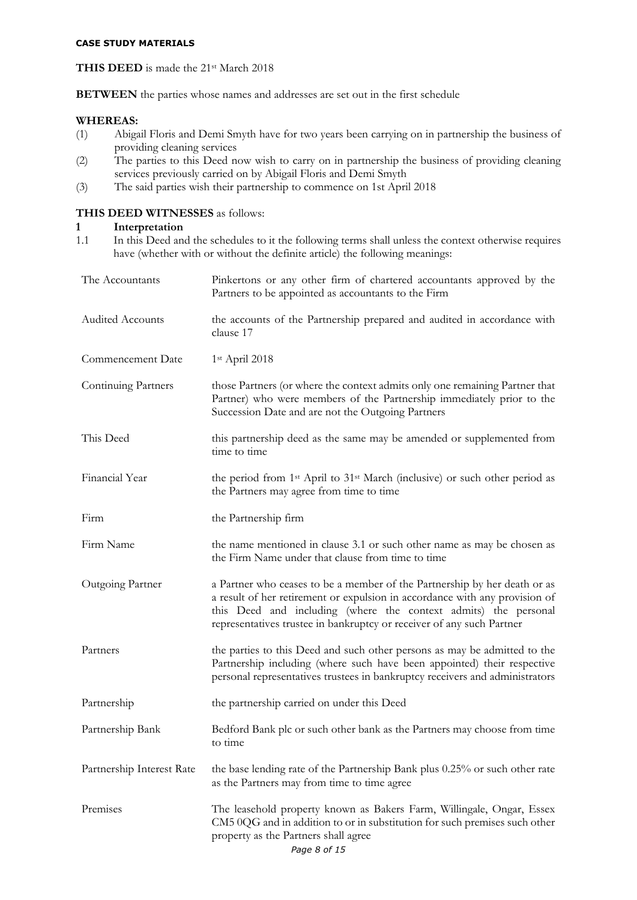**CASE STUDY MATERIALS**

**THIS DEED** is made the 21st March 2018

**BETWEEN** the parties whose names and addresses are set out in the first schedule

**WHEREAS:**

(1) Abigail Floris and Demi Smyth have for two years been carrying on in partnership the business of providing cleaning services

(2) The parties to this Deed now wish to carry on in partnership the business of providing cleaning services previously carried on by Abigail Floris and Demi Smyth

(3) The said parties wish their partnership to commence on 1st April 2018

**THIS DEED WITNESSES** as follows:

**1 Interpretation**

1.1 In this Deed and the schedules to it the following terms shall unless the context otherwise requires have (whether with or without the definite article) the following meanings:

| | |
|---|---|
| The Accountants | Pinkertons or any other firm of chartered accountants approved by the Partners to be appointed as accountants to the Firm |
| Audited Accounts | the accounts of the Partnership prepared and audited in accordance with clause 17 |
| Commencement Date | 1st April 2018 |
| Continuing Partners | those Partners (or where the context admits only one remaining Partner that Partner) who were members of the Partnership immediately prior to the Succession Date and are not the Outgoing Partners |
| This Deed | this partnership deed as the same may be amended or supplemented from time to time |
| Financial Year | the period from 1st April to 31st March (inclusive) or such other period as the Partners may agree from time to time |
| Firm | the Partnership firm |
| Firm Name | the name mentioned in clause 3.1 or such other name as may be chosen as the Firm Name under that clause from time to time |
| Outgoing Partner | a Partner who ceases to be a member of the Partnership by her death or as a result of her retirement or expulsion in accordance with any provision of this Deed and including (where the context admits) the personal representatives trustee in bankruptcy or receiver of any such Partner |
| Partners | the parties to this Deed and such other persons as may be admitted to the Partnership including (where such have been appointed) their respective personal representatives trustees in bankruptcy receivers and administrators |
| Partnership | the partnership carried on under this Deed |
| Partnership Bank | Bedford Bank plc or such other bank as the Partners may choose from time to time |
| Partnership Interest Rate | the base lending rate of the Partnership Bank plus 0.25% or such other rate as the Partners may from time to time agree |
| Premises | The leasehold property known as Bakers Farm, Willingale, Ongar, Essex CM5 0QG and in addition to or in substitution for such premises such other property as the Partners shall agree |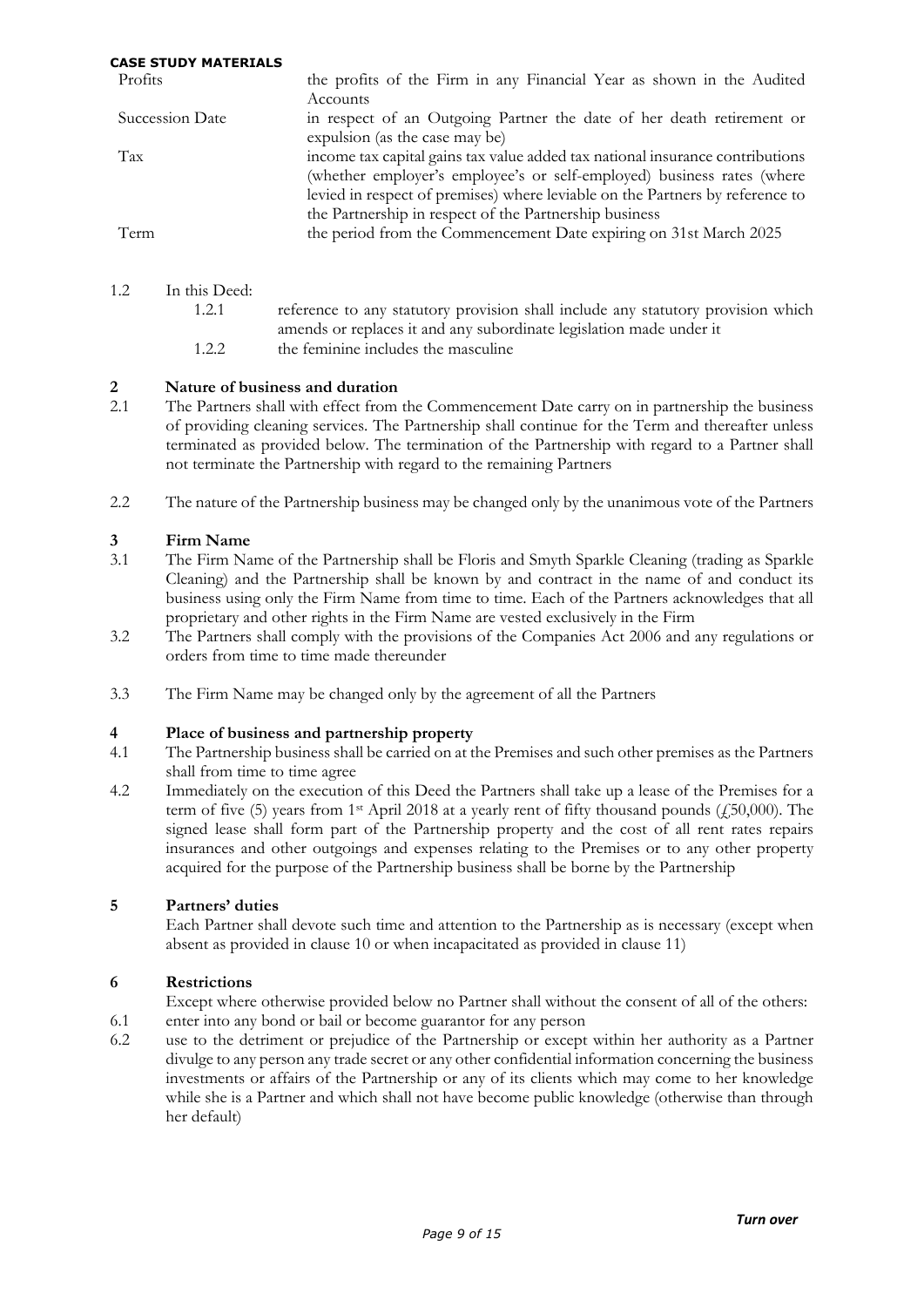**CASE STUDY MATERIALS**

| | |
|---|---|
| Profits | the profits of the Firm in any Financial Year as shown in the Audited Accounts |
| Succession Date | in respect of an Outgoing Partner the date of her death retirement or expulsion (as the case may be) |
| Tax | income tax capital gains tax value added tax national insurance contributions (whether employer's employee's or self-employed) business rates (where levied in respect of premises) where leviable on the Partners by reference to the Partnership in respect of the Partnership business |
| Term | the period from the Commencement Date expiring on 31st March 2025 |

1.2 In this Deed:

1.2.1 reference to any statutory provision shall include any statutory provision which amends or replaces it and any subordinate legislation made under it

1.2.2 the feminine includes the masculine

## 2 Nature of business and duration

2.1 The Partners shall with effect from the Commencement Date carry on in partnership the business of providing cleaning services. The Partnership shall continue for the Term and thereafter unless terminated as provided below. The termination of the Partnership with regard to a Partner shall not terminate the Partnership with regard to the remaining Partners

2.2 The nature of the Partnership business may be changed only by the unanimous vote of the Partners

## 3 Firm Name

3.1 The Firm Name of the Partnership shall be Floris and Smyth Sparkle Cleaning (trading as Sparkle Cleaning) and the Partnership shall be known by and contract in the name of and conduct its business using only the Firm Name from time to time. Each of the Partners acknowledges that all proprietary and other rights in the Firm Name are vested exclusively in the Firm

3.2 The Partners shall comply with the provisions of the Companies Act 2006 and any regulations or orders from time to time made thereunder

3.3 The Firm Name may be changed only by the agreement of all the Partners

## 4 Place of business and partnership property

4.1 The Partnership business shall be carried on at the Premises and such other premises as the Partners shall from time to time agree

4.2 Immediately on the execution of this Deed the Partners shall take up a lease of the Premises for a term of five (5) years from 1st April 2018 at a yearly rent of fifty thousand pounds (£50,000). The signed lease shall form part of the Partnership property and the cost of all rent rates repairs insurances and other outgoings and expenses relating to the Premises or to any other property acquired for the purpose of the Partnership business shall be borne by the Partnership

## 5 Partners' duties

Each Partner shall devote such time and attention to the Partnership as is necessary (except when absent as provided in clause 10 or when incapacitated as provided in clause 11)

## 6 Restrictions

Except where otherwise provided below no Partner shall without the consent of all of the others:

6.1 enter into any bond or bail or become guarantor for any person

6.2 use to the detriment or prejudice of the Partnership or except within her authority as a Partner divulge to any person any trade secret or any other confidential information concerning the business investments or affairs of the Partnership or any of its clients which may come to her knowledge while she is a Partner and which shall not have become public knowledge (otherwise than through her default)

*Turn over*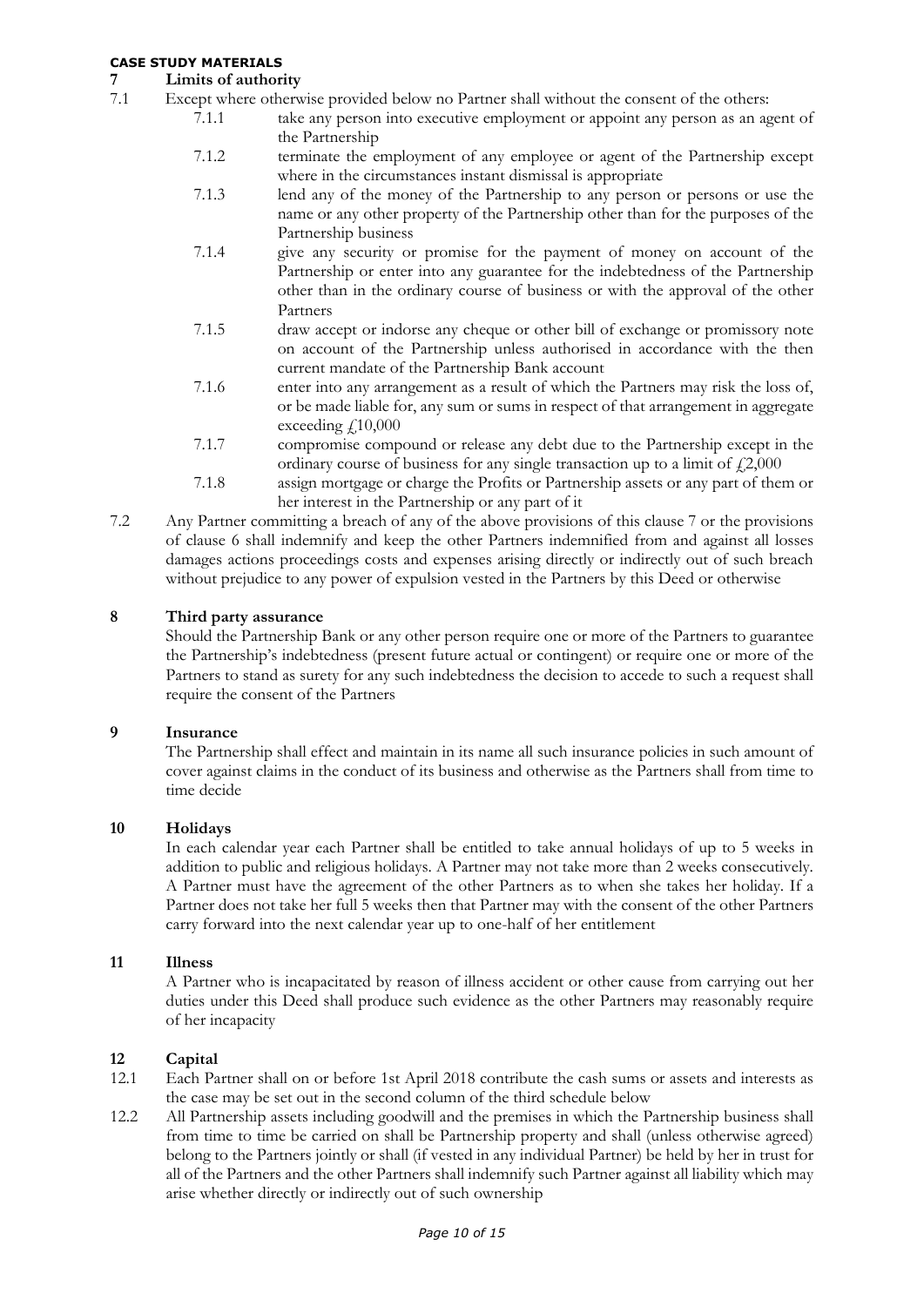**CASE STUDY MATERIALS**

## 7 Limits of authority

7.1 Except where otherwise provided below no Partner shall without the consent of the others:

- 7.1.1 take any person into executive employment or appoint any person as an agent of the Partnership
- 7.1.2 terminate the employment of any employee or agent of the Partnership except where in the circumstances instant dismissal is appropriate
- 7.1.3 lend any of the money of the Partnership to any person or persons or use the name or any other property of the Partnership other than for the purposes of the Partnership business
- 7.1.4 give any security or promise for the payment of money on account of the Partnership or enter into any guarantee for the indebtedness of the Partnership other than in the ordinary course of business or with the approval of the other Partners
- 7.1.5 draw accept or indorse any cheque or other bill of exchange or promissory note on account of the Partnership unless authorised in accordance with the then current mandate of the Partnership Bank account
- 7.1.6 enter into any arrangement as a result of which the Partners may risk the loss of, or be made liable for, any sum or sums in respect of that arrangement in aggregate exceeding £10,000
- 7.1.7 compromise compound or release any debt due to the Partnership except in the ordinary course of business for any single transaction up to a limit of £2,000
- 7.1.8 assign mortgage or charge the Profits or Partnership assets or any part of them or her interest in the Partnership or any part of it

7.2 Any Partner committing a breach of any of the above provisions of this clause 7 or the provisions of clause 6 shall indemnify and keep the other Partners indemnified from and against all losses damages actions proceedings costs and expenses arising directly or indirectly out of such breach without prejudice to any power of expulsion vested in the Partners by this Deed or otherwise

## 8 Third party assurance

Should the Partnership Bank or any other person require one or more of the Partners to guarantee the Partnership's indebtedness (present future actual or contingent) or require one or more of the Partners to stand as surety for any such indebtedness the decision to accede to such a request shall require the consent of the Partners

## 9 Insurance

The Partnership shall effect and maintain in its name all such insurance policies in such amount of cover against claims in the conduct of its business and otherwise as the Partners shall from time to time decide

## 10 Holidays

In each calendar year each Partner shall be entitled to take annual holidays of up to 5 weeks in addition to public and religious holidays. A Partner may not take more than 2 weeks consecutively. A Partner must have the agreement of the other Partners as to when she takes her holiday. If a Partner does not take her full 5 weeks then that Partner may with the consent of the other Partners carry forward into the next calendar year up to one-half of her entitlement

## 11 Illness

A Partner who is incapacitated by reason of illness accident or other cause from carrying out her duties under this Deed shall produce such evidence as the other Partners may reasonably require of her incapacity

## 12 Capital

12.1 Each Partner shall on or before 1st April 2018 contribute the cash sums or assets and interests as the case may be set out in the second column of the third schedule below

12.2 All Partnership assets including goodwill and the premises in which the Partnership business shall from time to time be carried on shall be Partnership property and shall (unless otherwise agreed) belong to the Partners jointly or shall (if vested in any individual Partner) be held by her in trust for all of the Partners and the other Partners shall indemnify such Partner against all liability which may arise whether directly or indirectly out of such ownership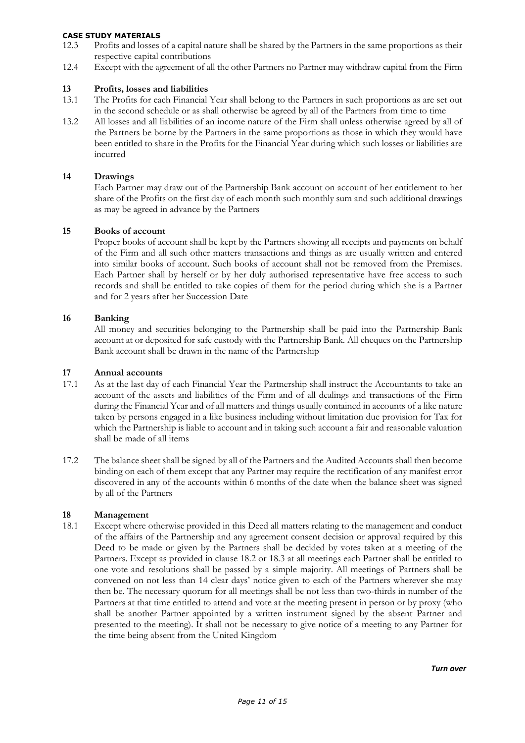**CASE STUDY MATERIALS**

12.3 Profits and losses of a capital nature shall be shared by the Partners in the same proportions as their respective capital contributions

12.4 Except with the agreement of all the other Partners no Partner may withdraw capital from the Firm

## 13 Profits, losses and liabilities

13.1 The Profits for each Financial Year shall belong to the Partners in such proportions as are set out in the second schedule or as shall otherwise be agreed by all of the Partners from time to time

13.2 All losses and all liabilities of an income nature of the Firm shall unless otherwise agreed by all of the Partners be borne by the Partners in the same proportions as those in which they would have been entitled to share in the Profits for the Financial Year during which such losses or liabilities are incurred

## 14 Drawings

Each Partner may draw out of the Partnership Bank account on account of her entitlement to her share of the Profits on the first day of each month such monthly sum and such additional drawings as may be agreed in advance by the Partners

## 15 Books of account

Proper books of account shall be kept by the Partners showing all receipts and payments on behalf of the Firm and all such other matters transactions and things as are usually written and entered into similar books of account. Such books of account shall not be removed from the Premises. Each Partner shall by herself or by her duly authorised representative have free access to such records and shall be entitled to take copies of them for the period during which she is a Partner and for 2 years after her Succession Date

## 16 Banking

All money and securities belonging to the Partnership shall be paid into the Partnership Bank account at or deposited for safe custody with the Partnership Bank. All cheques on the Partnership Bank account shall be drawn in the name of the Partnership

## 17 Annual accounts

17.1 As at the last day of each Financial Year the Partnership shall instruct the Accountants to take an account of the assets and liabilities of the Firm and of all dealings and transactions of the Firm during the Financial Year and of all matters and things usually contained in accounts of a like nature taken by persons engaged in a like business including without limitation due provision for Tax for which the Partnership is liable to account and in taking such account a fair and reasonable valuation shall be made of all items

17.2 The balance sheet shall be signed by all of the Partners and the Audited Accounts shall then become binding on each of them except that any Partner may require the rectification of any manifest error discovered in any of the accounts within 6 months of the date when the balance sheet was signed by all of the Partners

## 18 Management

18.1 Except where otherwise provided in this Deed all matters relating to the management and conduct of the affairs of the Partnership and any agreement consent decision or approval required by this Deed to be made or given by the Partners shall be decided by votes taken at a meeting of the Partners. Except as provided in clause 18.2 or 18.3 at all meetings each Partner shall be entitled to one vote and resolutions shall be passed by a simple majority. All meetings of Partners shall be convened on not less than 14 clear days' notice given to each of the Partners wherever she may then be. The necessary quorum for all meetings shall be not less than two-thirds in number of the Partners at that time entitled to attend and vote at the meeting present in person or by proxy (who shall be another Partner appointed by a written instrument signed by the absent Partner and presented to the meeting). It shall not be necessary to give notice of a meeting to any Partner for the time being absent from the United Kingdom

*Turn over*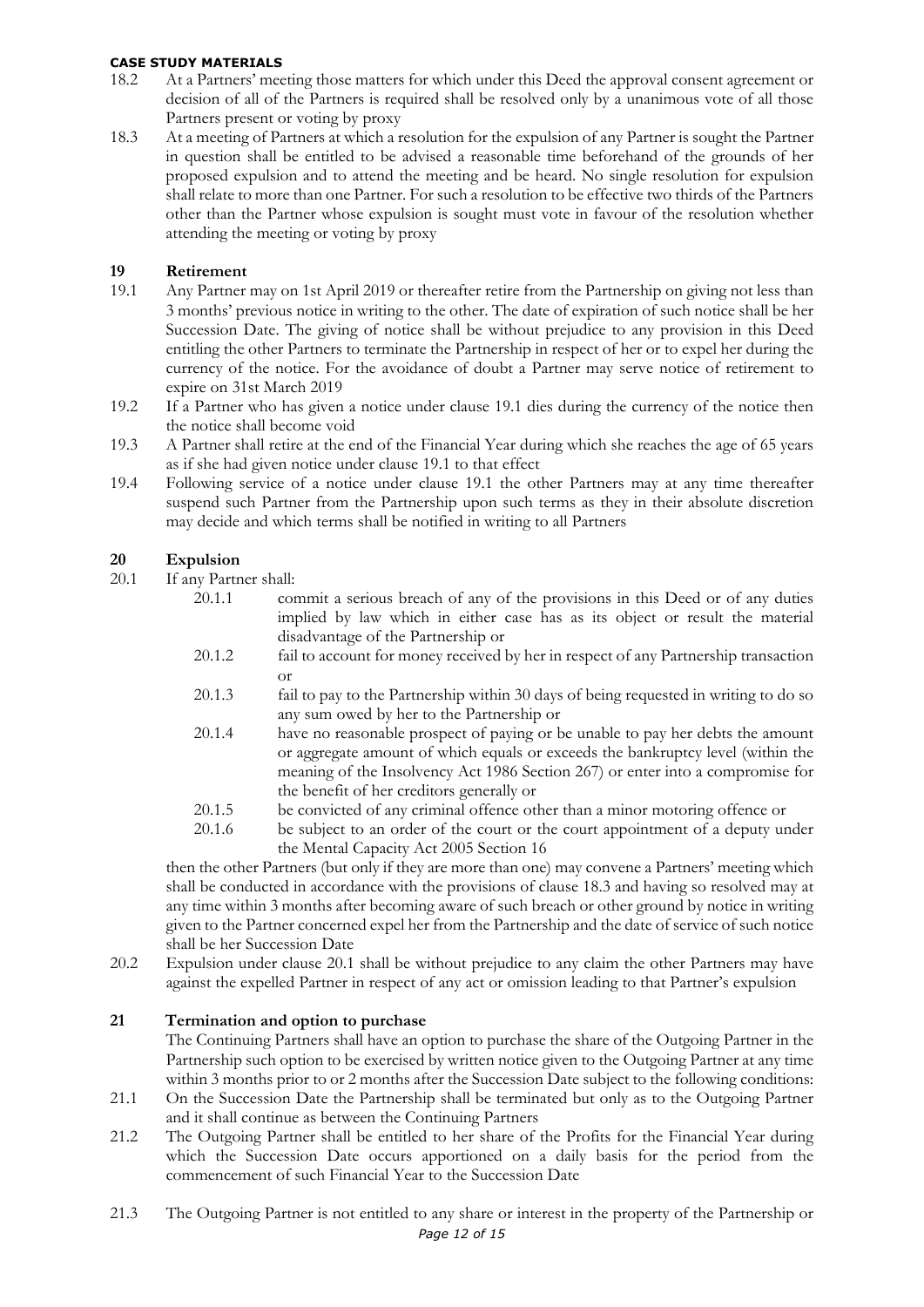**CASE STUDY MATERIALS**

18.2 At a Partners' meeting those matters for which under this Deed the approval consent agreement or decision of all of the Partners is required shall be resolved only by a unanimous vote of all those Partners present or voting by proxy

18.3 At a meeting of Partners at which a resolution for the expulsion of any Partner is sought the Partner in question shall be entitled to be advised a reasonable time beforehand of the grounds of her proposed expulsion and to attend the meeting and be heard. No single resolution for expulsion shall relate to more than one Partner. For such a resolution to be effective two thirds of the Partners other than the Partner whose expulsion is sought must vote in favour of the resolution whether attending the meeting or voting by proxy

## 19 Retirement

19.1 Any Partner may on 1st April 2019 or thereafter retire from the Partnership on giving not less than 3 months' previous notice in writing to the other. The date of expiration of such notice shall be her Succession Date. The giving of notice shall be without prejudice to any provision in this Deed entitling the other Partners to terminate the Partnership in respect of her or to expel her during the currency of the notice. For the avoidance of doubt a Partner may serve notice of retirement to expire on 31st March 2019

19.2 If a Partner who has given a notice under clause 19.1 dies during the currency of the notice then the notice shall become void

19.3 A Partner shall retire at the end of the Financial Year during which she reaches the age of 65 years as if she had given notice under clause 19.1 to that effect

19.4 Following service of a notice under clause 19.1 the other Partners may at any time thereafter suspend such Partner from the Partnership upon such terms as they in their absolute discretion may decide and which terms shall be notified in writing to all Partners

## 20 Expulsion

20.1 If any Partner shall:

- 20.1.1 commit a serious breach of any of the provisions in this Deed or of any duties implied by law which in either case has as its object or result the material disadvantage of the Partnership or
- 20.1.2 fail to account for money received by her in respect of any Partnership transaction or
- 20.1.3 fail to pay to the Partnership within 30 days of being requested in writing to do so any sum owed by her to the Partnership or
- 20.1.4 have no reasonable prospect of paying or be unable to pay her debts the amount or aggregate amount of which equals or exceeds the bankruptcy level (within the meaning of the Insolvency Act 1986 Section 267) or enter into a compromise for the benefit of her creditors generally or
- 20.1.5 be convicted of any criminal offence other than a minor motoring offence or
- 20.1.6 be subject to an order of the court or the court appointment of a deputy under the Mental Capacity Act 2005 Section 16

then the other Partners (but only if they are more than one) may convene a Partners' meeting which shall be conducted in accordance with the provisions of clause 18.3 and having so resolved may at any time within 3 months after becoming aware of such breach or other ground by notice in writing given to the Partner concerned expel her from the Partnership and the date of service of such notice shall be her Succession Date

20.2 Expulsion under clause 20.1 shall be without prejudice to any claim the other Partners may have against the expelled Partner in respect of any act or omission leading to that Partner's expulsion

## 21 Termination and option to purchase

The Continuing Partners shall have an option to purchase the share of the Outgoing Partner in the Partnership such option to be exercised by written notice given to the Outgoing Partner at any time within 3 months prior to or 2 months after the Succession Date subject to the following conditions:

21.1 On the Succession Date the Partnership shall be terminated but only as to the Outgoing Partner and it shall continue as between the Continuing Partners

21.2 The Outgoing Partner shall be entitled to her share of the Profits for the Financial Year during which the Succession Date occurs apportioned on a daily basis for the period from the commencement of such Financial Year to the Succession Date

21.3 The Outgoing Partner is not entitled to any share or interest in the property of the Partnership or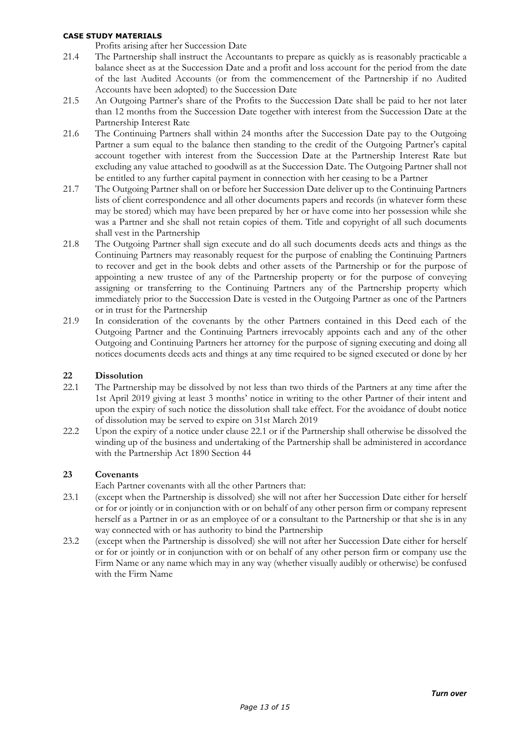Profits arising after her Succession Date

21.4 The Partnership shall instruct the Accountants to prepare as quickly as is reasonably practicable a balance sheet as at the Succession Date and a profit and loss account for the period from the date of the last Audited Accounts (or from the commencement of the Partnership if no Audited Accounts have been adopted) to the Succession Date

21.5 An Outgoing Partner's share of the Profits to the Succession Date shall be paid to her not later than 12 months from the Succession Date together with interest from the Succession Date at the Partnership Interest Rate

21.6 The Continuing Partners shall within 24 months after the Succession Date pay to the Outgoing Partner a sum equal to the balance then standing to the credit of the Outgoing Partner's capital account together with interest from the Succession Date at the Partnership Interest Rate but excluding any value attached to goodwill as at the Succession Date. The Outgoing Partner shall not be entitled to any further capital payment in connection with her ceasing to be a Partner

21.7 The Outgoing Partner shall on or before her Succession Date deliver up to the Continuing Partners lists of client correspondence and all other documents papers and records (in whatever form these may be stored) which may have been prepared by her or have come into her possession while she was a Partner and she shall not retain copies of them. Title and copyright of all such documents shall vest in the Partnership

21.8 The Outgoing Partner shall sign execute and do all such documents deeds acts and things as the Continuing Partners may reasonably request for the purpose of enabling the Continuing Partners to recover and get in the book debts and other assets of the Partnership or for the purpose of appointing a new trustee of any of the Partnership property or for the purpose of conveying assigning or transferring to the Continuing Partners any of the Partnership property which immediately prior to the Succession Date is vested in the Outgoing Partner as one of the Partners or in trust for the Partnership

21.9 In consideration of the covenants by the other Partners contained in this Deed each of the Outgoing Partner and the Continuing Partners irrevocably appoints each and any of the other Outgoing and Continuing Partners her attorney for the purpose of signing executing and doing all notices documents deeds acts and things at any time required to be signed executed or done by her

## 22 Dissolution

22.1 The Partnership may be dissolved by not less than two thirds of the Partners at any time after the 1st April 2019 giving at least 3 months' notice in writing to the other Partner of their intent and upon the expiry of such notice the dissolution shall take effect. For the avoidance of doubt notice of dissolution may be served to expire on 31st March 2019

22.2 Upon the expiry of a notice under clause 22.1 or if the Partnership shall otherwise be dissolved the winding up of the business and undertaking of the Partnership shall be administered in accordance with the Partnership Act 1890 Section 44

## 23 Covenants

Each Partner covenants with all the other Partners that:

23.1 (except when the Partnership is dissolved) she will not after her Succession Date either for herself or for or jointly or in conjunction with or on behalf of any other person firm or company represent herself as a Partner in or as an employee of or a consultant to the Partnership or that she is in any way connected with or has authority to bind the Partnership

23.2 (except when the Partnership is dissolved) she will not after her Succession Date either for herself or for or jointly or in conjunction with or on behalf of any other person firm or company use the Firm Name or any name which may in any way (whether visually audibly or otherwise) be confused with the Firm Name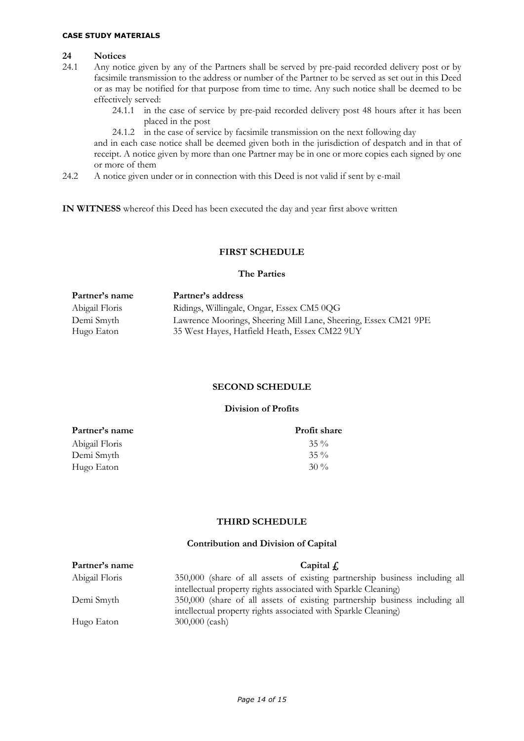## 24 Notices

24.1 Any notice given by any of the Partners shall be served by pre-paid recorded delivery post or by facsimile transmission to the address or number of the Partner to be served as set out in this Deed or as may be notified for that purpose from time to time. Any such notice shall be deemed to be effectively served:

 24.1.1 in the case of service by pre-paid recorded delivery post 48 hours after it has been placed in the post

 24.1.2 in the case of service by facsimile transmission on the next following day

and in each case notice shall be deemed given both in the jurisdiction of despatch and in that of receipt. A notice given by more than one Partner may be in one or more copies each signed by one or more of them

24.2 A notice given under or in connection with this Deed is not valid if sent by e-mail

**IN WITNESS** whereof this Deed has been executed the day and year first above written

### FIRST SCHEDULE

#### The Parties

| Partner's name | Partner's address |
|---|---|
| Abigail Floris | Ridings, Willingale, Ongar, Essex CM5 0QG |
| Demi Smyth | Lawrence Moorings, Sheering Mill Lane, Sheering, Essex CM21 9PE |
| Hugo Eaton | 35 West Hayes, Hatfield Heath, Essex CM22 9UY |

### SECOND SCHEDULE

#### Division of Profits

| Partner's name | Profit share |
|---|---|
| Abigail Floris | 35 % |
| Demi Smyth | 35 % |
| Hugo Eaton | 30 % |

### THIRD SCHEDULE

#### Contribution and Division of Capital

| Partner's name | Capital £ |
|---|---|
| Abigail Floris | 350,000 (share of all assets of existing partnership business including all intellectual property rights associated with Sparkle Cleaning) |
| Demi Smyth | 350,000 (share of all assets of existing partnership business including all intellectual property rights associated with Sparkle Cleaning) |
| Hugo Eaton | 300,000 (cash) |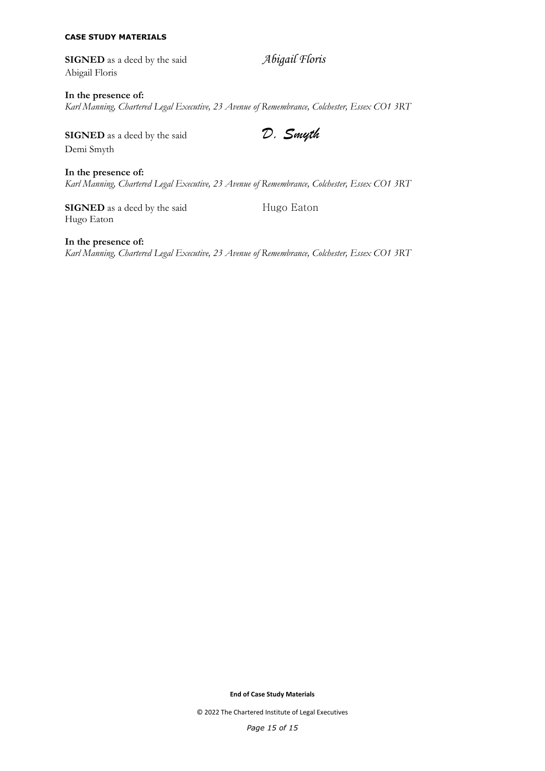**SIGNED** as a deed by the said Abigail Floris — *Abigail Floris*

**In the presence of:**
*Karl Manning, Chartered Legal Executive, 23 Avenue of Remembrance, Colchester, Essex CO1 3RT*

**SIGNED** as a deed by the said Demi Smyth — *D. Smyth*

**In the presence of:**
*Karl Manning, Chartered Legal Executive, 23 Avenue of Remembrance, Colchester, Essex CO1 3RT*

**SIGNED** as a deed by the said Hugo Eaton — Hugo Eaton

**In the presence of:**
*Karl Manning, Chartered Legal Executive, 23 Avenue of Remembrance, Colchester, Essex CO1 3RT*

**End of Case Study Materials**

© 2022 The Chartered Institute of Legal Executives